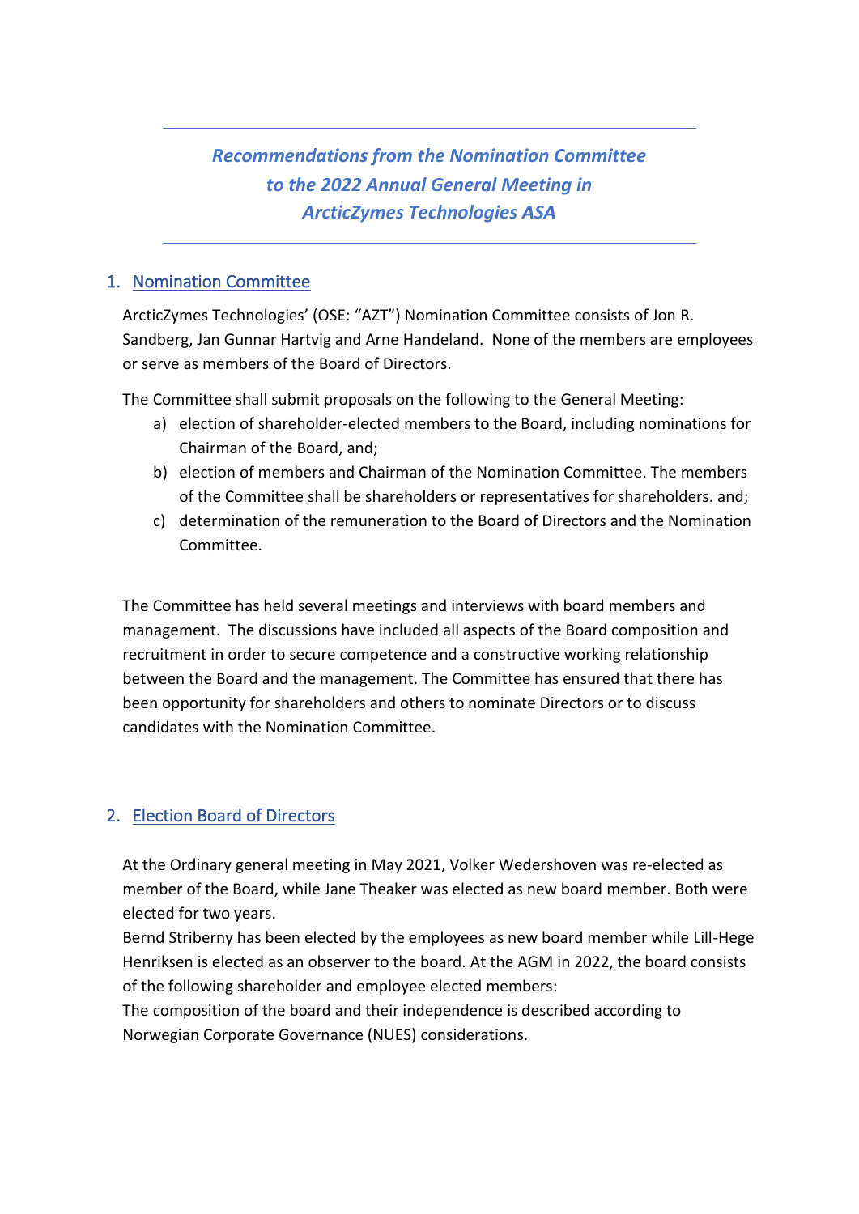# *Recommendations from the Nomination Committee to the 2022 Annual General Meeting in ArcticZymes Technologies ASA*

## 1. Nomination Committee

ArcticZymes Technologies' (OSE: "AZT") Nomination Committee consists of Jon R. Sandberg, Jan Gunnar Hartvig and Arne Handeland. None of the members are employees or serve as members of the Board of Directors.

The Committee shall submit proposals on the following to the General Meeting:

a) election of shareholder-elected members to the Board, including nominations for Chairman of the Board, and;
b) election of members and Chairman of the Nomination Committee. The members of the Committee shall be shareholders or representatives for shareholders. and;
c) determination of the remuneration to the Board of Directors and the Nomination Committee.

The Committee has held several meetings and interviews with board members and management. The discussions have included all aspects of the Board composition and recruitment in order to secure competence and a constructive working relationship between the Board and the management. The Committee has ensured that there has been opportunity for shareholders and others to nominate Directors or to discuss candidates with the Nomination Committee.

## 2. Election Board of Directors

At the Ordinary general meeting in May 2021, Volker Wedershoven was re-elected as member of the Board, while Jane Theaker was elected as new board member. Both were elected for two years.
Bernd Striberny has been elected by the employees as new board member while Lill-Hege Henriksen is elected as an observer to the board. At the AGM in 2022, the board consists of the following shareholder and employee elected members:
The composition of the board and their independence is described according to Norwegian Corporate Governance (NUES) considerations.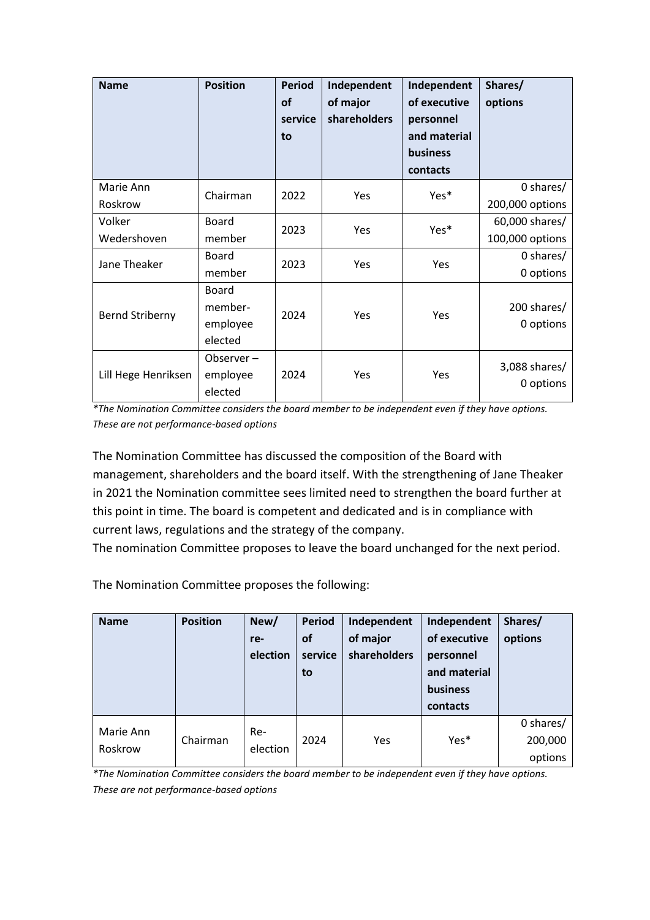| Name | Position | Period of service to | Independent of major shareholders | Independent of executive personnel and material business contacts | Shares/ options |
|---|---|---|---|---|---|
| Marie Ann Roskrow | Chairman | 2022 | Yes | Yes* | 0 shares/ 200,000 options |
| Volker Wedershoven | Board member | 2023 | Yes | Yes* | 60,000 shares/ 100,000 options |
| Jane Theaker | Board member | 2023 | Yes | Yes | 0 shares/ 0 options |
| Bernd Striberny | Board member-employee elected | 2024 | Yes | Yes | 200 shares/ 0 options |
| Lill Hege Henriksen | Observer – employee elected | 2024 | Yes | Yes | 3,088 shares/ 0 options |

*\*The Nomination Committee considers the board member to be independent even if they have options. These are not performance-based options*

The Nomination Committee has discussed the composition of the Board with management, shareholders and the board itself. With the strengthening of Jane Theaker in 2021 the Nomination committee sees limited need to strengthen the board further at this point in time. The board is competent and dedicated and is in compliance with current laws, regulations and the strategy of the company.
The nomination Committee proposes to leave the board unchanged for the next period.

The Nomination Committee proposes the following:

| Name | Position | New/ re-election | Period of service to | Independent of major shareholders | Independent of executive personnel and material business contacts | Shares/ options |
|---|---|---|---|---|---|---|
| Marie Ann Roskrow | Chairman | Re-election | 2024 | Yes | Yes* | 0 shares/ 200,000 options |

*\*The Nomination Committee considers the board member to be independent even if they have options. These are not performance-based options*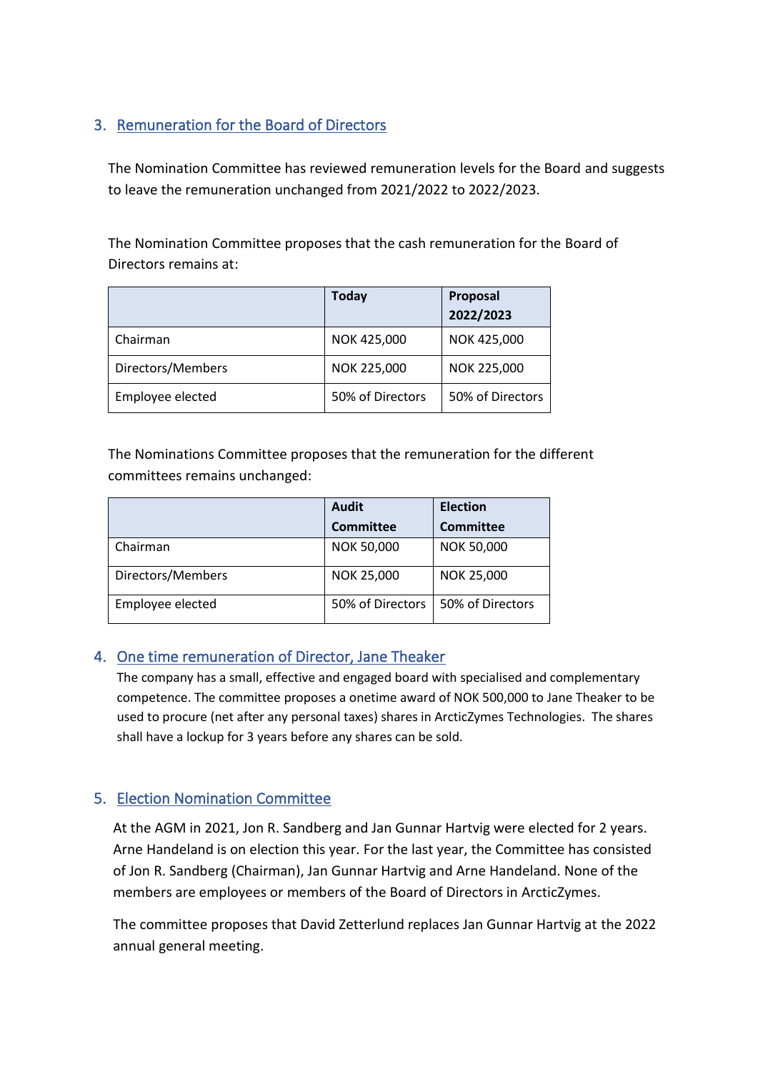## 3. Remuneration for the Board of Directors

The Nomination Committee has reviewed remuneration levels for the Board and suggests to leave the remuneration unchanged from 2021/2022 to 2022/2023.

The Nomination Committee proposes that the cash remuneration for the Board of Directors remains at:

| | **Today** | **Proposal 2022/2023** |
|---|---|---|
| Chairman | NOK 425,000 | NOK 425,000 |
| Directors/Members | NOK 225,000 | NOK 225,000 |
| Employee elected | 50% of Directors | 50% of Directors |

The Nominations Committee proposes that the remuneration for the different committees remains unchanged:

| | **Audit Committee** | **Election Committee** |
|---|---|---|
| Chairman | NOK 50,000 | NOK 50,000 |
| Directors/Members | NOK 25,000 | NOK 25,000 |
| Employee elected | 50% of Directors | 50% of Directors |

## 4. One time remuneration of Director, Jane Theaker

The company has a small, effective and engaged board with specialised and complementary competence. The committee proposes a onetime award of NOK 500,000 to Jane Theaker to be used to procure (net after any personal taxes) shares in ArcticZymes Technologies. The shares shall have a lockup for 3 years before any shares can be sold.

## 5. Election Nomination Committee

At the AGM in 2021, Jon R. Sandberg and Jan Gunnar Hartvig were elected for 2 years. Arne Handeland is on election this year. For the last year, the Committee has consisted of Jon R. Sandberg (Chairman), Jan Gunnar Hartvig and Arne Handeland. None of the members are employees or members of the Board of Directors in ArcticZymes.

The committee proposes that David Zetterlund replaces Jan Gunnar Hartvig at the 2022 annual general meeting.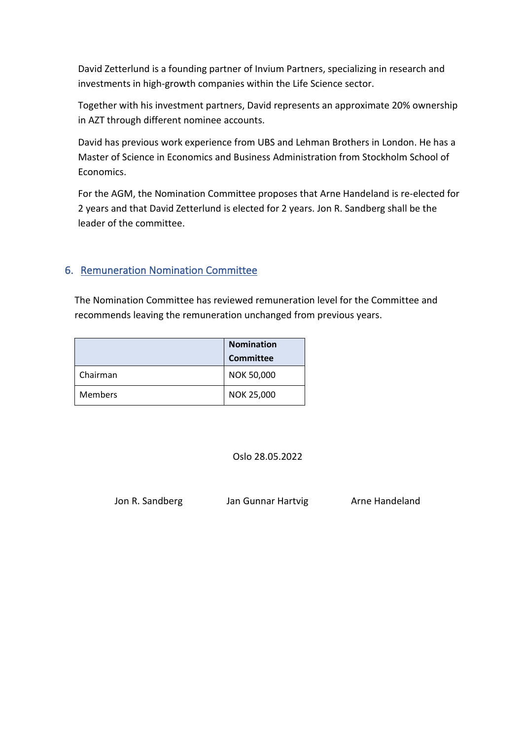David Zetterlund is a founding partner of Invium Partners, specializing in research and investments in high-growth companies within the Life Science sector.

Together with his investment partners, David represents an approximate 20% ownership in AZT through different nominee accounts.

David has previous work experience from UBS and Lehman Brothers in London. He has a Master of Science in Economics and Business Administration from Stockholm School of Economics.

For the AGM, the Nomination Committee proposes that Arne Handeland is re-elected for 2 years and that David Zetterlund is elected for 2 years. Jon R. Sandberg shall be the leader of the committee.

## 6. Remuneration Nomination Committee

The Nomination Committee has reviewed remuneration level for the Committee and recommends leaving the remuneration unchanged from previous years.

| | **Nomination Committee** |
|---|---|
| Chairman | NOK 50,000 |
| Members | NOK 25,000 |

Oslo 28.05.2022

Jon R. Sandberg Jan Gunnar Hartvig Arne Handeland